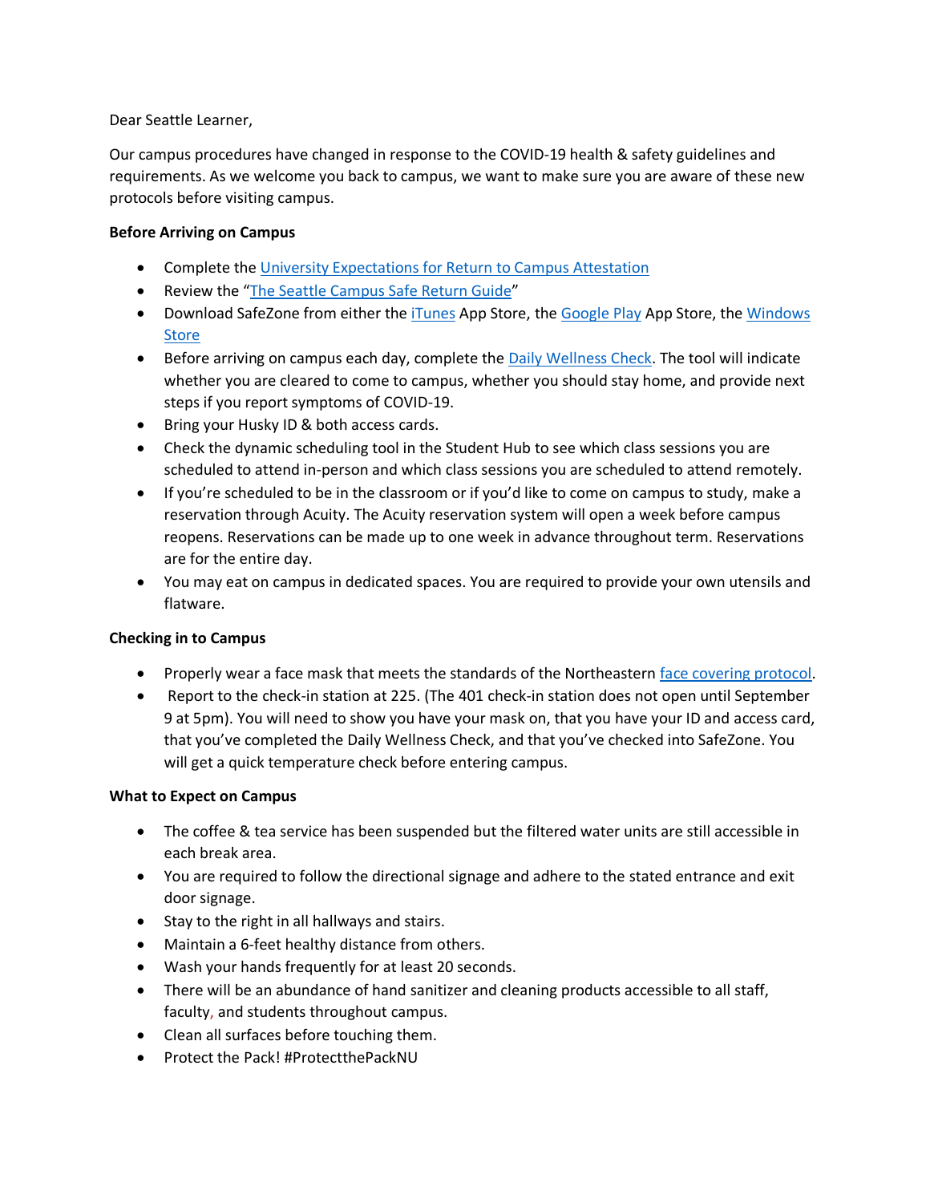Dear Seattle Learner,

Our campus procedures have changed in response to the COVID-19 health & safety guidelines and requirements. As we welcome you back to campus, we want to make sure you are aware of these new protocols before visiting campus.

**Before Arriving on Campus**

- Complete the University Expectations for Return to Campus Attestation
- Review the "The Seattle Campus Safe Return Guide"
- Download SafeZone from either the iTunes App Store, the Google Play App Store, the Windows Store
- Before arriving on campus each day, complete the Daily Wellness Check. The tool will indicate whether you are cleared to come to campus, whether you should stay home, and provide next steps if you report symptoms of COVID-19.
- Bring your Husky ID & both access cards.
- Check the dynamic scheduling tool in the Student Hub to see which class sessions you are scheduled to attend in-person and which class sessions you are scheduled to attend remotely.
- If you're scheduled to be in the classroom or if you'd like to come on campus to study, make a reservation through Acuity. The Acuity reservation system will open a week before campus reopens. Reservations can be made up to one week in advance throughout term. Reservations are for the entire day.
- You may eat on campus in dedicated spaces. You are required to provide your own utensils and flatware.

**Checking in to Campus**

- Properly wear a face mask that meets the standards of the Northeastern face covering protocol.
- Report to the check-in station at 225. (The 401 check-in station does not open until September 9 at 5pm). You will need to show you have your mask on, that you have your ID and access card, that you've completed the Daily Wellness Check, and that you've checked into SafeZone. You will get a quick temperature check before entering campus.

**What to Expect on Campus**

- The coffee & tea service has been suspended but the filtered water units are still accessible in each break area.
- You are required to follow the directional signage and adhere to the stated entrance and exit door signage.
- Stay to the right in all hallways and stairs.
- Maintain a 6-feet healthy distance from others.
- Wash your hands frequently for at least 20 seconds.
- There will be an abundance of hand sanitizer and cleaning products accessible to all staff, faculty, and students throughout campus.
- Clean all surfaces before touching them.
- Protect the Pack! #ProtectthePackNU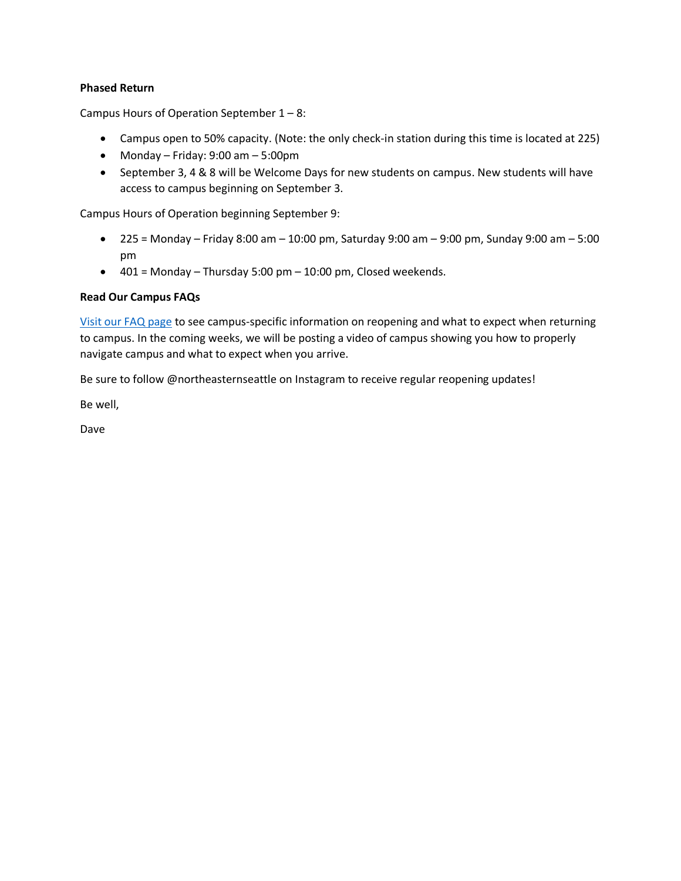**Phased Return**

Campus Hours of Operation September 1 – 8:

- Campus open to 50% capacity. (Note: the only check-in station during this time is located at 225)
- Monday – Friday: 9:00 am – 5:00pm
- September 3, 4 & 8 will be Welcome Days for new students on campus. New students will have access to campus beginning on September 3.

Campus Hours of Operation beginning September 9:

- 225 = Monday – Friday 8:00 am – 10:00 pm, Saturday 9:00 am – 9:00 pm, Sunday 9:00 am – 5:00 pm
- 401 = Monday – Thursday 5:00 pm – 10:00 pm, Closed weekends.

**Read Our Campus FAQs**

Visit our FAQ page to see campus-specific information on reopening and what to expect when returning to campus. In the coming weeks, we will be posting a video of campus showing you how to properly navigate campus and what to expect when you arrive.

Be sure to follow @northeasternseattle on Instagram to receive regular reopening updates!

Be well,

Dave